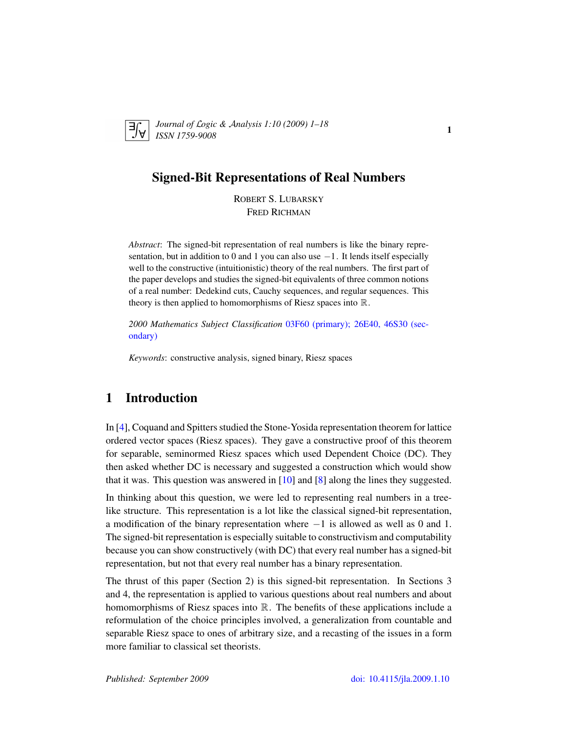# Signed-Bit Representations of Real Numbers

ROBERT S. LUBARSKY
FRED RICHMAN

*Abstract*: The signed-bit representation of real numbers is like the binary representation, but in addition to 0 and 1 you can also use $-1$. It lends itself especially well to the constructive (intuitionistic) theory of the real numbers. The first part of the paper develops and studies the signed-bit equivalents of three common notions of a real number: Dedekind cuts, Cauchy sequences, and regular sequences. This theory is then applied to homomorphisms of Riesz spaces into $\mathbb{R}$.

*2000 Mathematics Subject Classification* 03F60 (primary); 26E40, 46S30 (secondary)

*Keywords*: constructive analysis, signed binary, Riesz spaces

## 1 Introduction

In [4], Coquand and Spitters studied the Stone-Yosida representation theorem for lattice ordered vector spaces (Riesz spaces). They gave a constructive proof of this theorem for separable, seminormed Riesz spaces which used Dependent Choice (DC). They then asked whether DC is necessary and suggested a construction which would show that it was. This question was answered in [10] and [8] along the lines they suggested.

In thinking about this question, we were led to representing real numbers in a tree-like structure. This representation is a lot like the classical signed-bit representation, a modification of the binary representation where $-1$ is allowed as well as 0 and 1. The signed-bit representation is especially suitable to constructivism and computability because you can show constructively (with DC) that every real number has a signed-bit representation, but not that every real number has a binary representation.

The thrust of this paper (Section 2) is this signed-bit representation. In Sections 3 and 4, the representation is applied to various questions about real numbers and about homomorphisms of Riesz spaces into $\mathbb{R}$. The benefits of these applications include a reformulation of the choice principles involved, a generalization from countable and separable Riesz space to ones of arbitrary size, and a recasting of the issues in a form more familiar to classical set theorists.

Published: September 2009    doi: 10.4115/jla.2009.1.10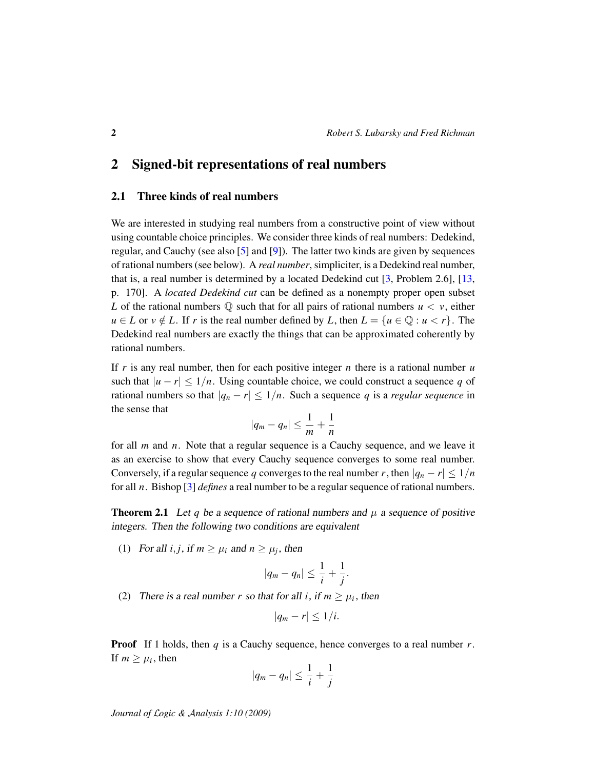## 2 Signed-bit representations of real numbers

### 2.1 Three kinds of real numbers

We are interested in studying real numbers from a constructive point of view without using countable choice principles. We consider three kinds of real numbers: Dedekind, regular, and Cauchy (see also [5] and [9]). The latter two kinds are given by sequences of rational numbers (see below). A *real number*, simpliciter, is a Dedekind real number, that is, a real number is determined by a located Dedekind cut [3, Problem 2.6], [13, p. 170]. A *located Dedekind cut* can be defined as a nonempty proper open subset $L$ of the rational numbers $\mathbb{Q}$ such that for all pairs of rational numbers $u < v$, either $u \in L$ or $v \notin L$. If $r$ is the real number defined by $L$, then $L = \{u \in \mathbb{Q} : u < r\}$. The Dedekind real numbers are exactly the things that can be approximated coherently by rational numbers.

If $r$ is any real number, then for each positive integer $n$ there is a rational number $u$ such that $|u - r| \leq 1/n$. Using countable choice, we could construct a sequence $q$ of rational numbers so that $|q_n - r| \leq 1/n$. Such a sequence $q$ is a *regular sequence* in the sense that

$$|q_m - q_n| \leq \frac{1}{m} + \frac{1}{n}$$

for all $m$ and $n$. Note that a regular sequence is a Cauchy sequence, and we leave it as an exercise to show that every Cauchy sequence converges to some real number. Conversely, if a regular sequence $q$ converges to the real number $r$, then $|q_n - r| \leq 1/n$ for all $n$. Bishop [3] *defines* a real number to be a regular sequence of rational numbers.

**Theorem 2.1** *Let $q$ be a sequence of rational numbers and $\mu$ a sequence of positive integers. Then the following two conditions are equivalent*

(1) *For all $i, j$, if $m \geq \mu_i$ and $n \geq \mu_j$, then*

$$|q_m - q_n| \leq \frac{1}{i} + \frac{1}{j}.$$

(2) *There is a real number $r$ so that for all $i$, if $m \geq \mu_i$, then*

$$|q_m - r| \leq 1/i.$$

**Proof** If 1 holds, then $q$ is a Cauchy sequence, hence converges to a real number $r$. If $m \geq \mu_i$, then

$$|q_m - q_n| \leq \frac{1}{i} + \frac{1}{j}$$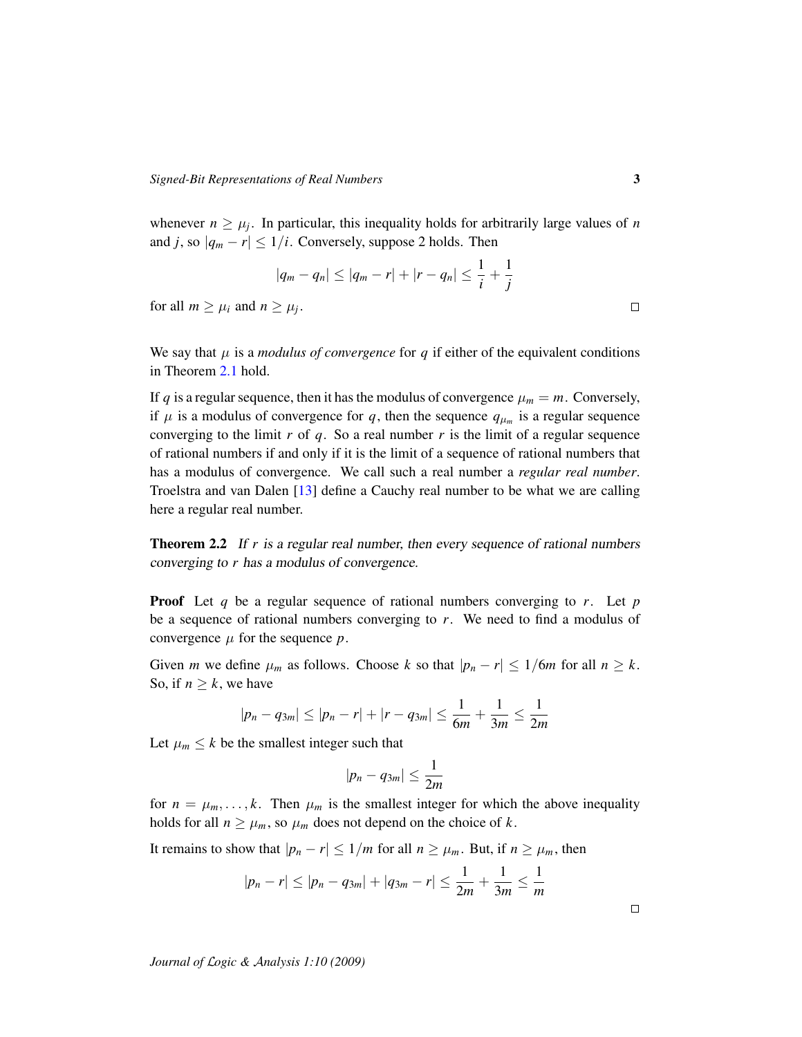whenever $n \geq \mu_j$. In particular, this inequality holds for arbitrarily large values of $n$ and $j$, so $|q_m - r| \leq 1/i$. Conversely, suppose 2 holds. Then

$$|q_m - q_n| \leq |q_m - r| + |r - q_n| \leq \frac{1}{i} + \frac{1}{j}$$

for all $m \geq \mu_i$ and $n \geq \mu_j$. □

We say that $\mu$ is a *modulus of convergence* for $q$ if either of the equivalent conditions in Theorem 2.1 hold.

If $q$ is a regular sequence, then it has the modulus of convergence $\mu_m = m$. Conversely, if $\mu$ is a modulus of convergence for $q$, then the sequence $q_{\mu_m}$ is a regular sequence converging to the limit $r$ of $q$. So a real number $r$ is the limit of a regular sequence of rational numbers if and only if it is the limit of a sequence of rational numbers that has a modulus of convergence. We call such a real number a *regular real number*. Troelstra and van Dalen [13] define a Cauchy real number to be what we are calling here a regular real number.

**Theorem 2.2** *If $r$ is a regular real number, then every sequence of rational numbers converging to $r$ has a modulus of convergence.*

**Proof** Let $q$ be a regular sequence of rational numbers converging to $r$. Let $p$ be a sequence of rational numbers converging to $r$. We need to find a modulus of convergence $\mu$ for the sequence $p$.

Given $m$ we define $\mu_m$ as follows. Choose $k$ so that $|p_n - r| \leq 1/6m$ for all $n \geq k$. So, if $n \geq k$, we have

$$|p_n - q_{3m}| \leq |p_n - r| + |r - q_{3m}| \leq \frac{1}{6m} + \frac{1}{3m} \leq \frac{1}{2m}$$

Let $\mu_m \leq k$ be the smallest integer such that

$$|p_n - q_{3m}| \leq \frac{1}{2m}$$

for $n = \mu_m, \ldots, k$. Then $\mu_m$ is the smallest integer for which the above inequality holds for all $n \geq \mu_m$, so $\mu_m$ does not depend on the choice of $k$.

It remains to show that $|p_n - r| \leq 1/m$ for all $n \geq \mu_m$. But, if $n \geq \mu_m$, then

$$|p_n - r| \leq |p_n - q_{3m}| + |q_{3m} - r| \leq \frac{1}{2m} + \frac{1}{3m} \leq \frac{1}{m}$$

□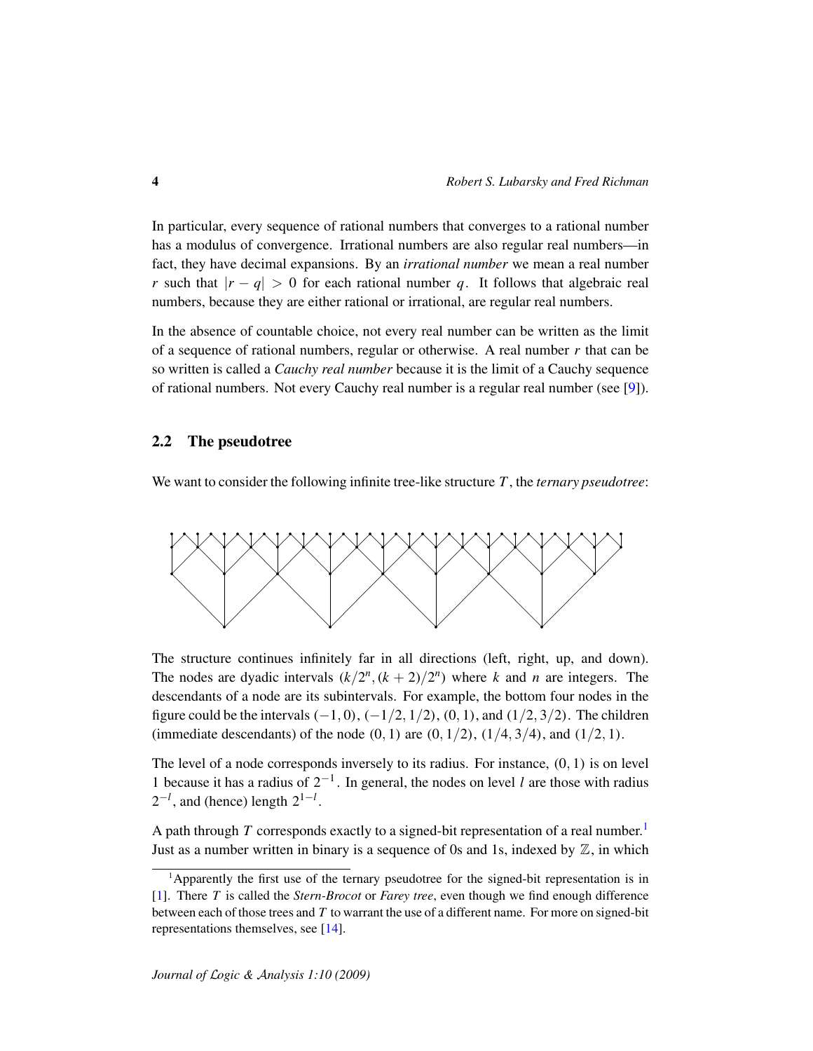In particular, every sequence of rational numbers that converges to a rational number has a modulus of convergence. Irrational numbers are also regular real numbers—in fact, they have decimal expansions. By an *irrational number* we mean a real number $r$ such that $|r - q| > 0$ for each rational number $q$. It follows that algebraic real numbers, because they are either rational or irrational, are regular real numbers.

In the absence of countable choice, not every real number can be written as the limit of a sequence of rational numbers, regular or otherwise. A real number $r$ that can be so written is called a *Cauchy real number* because it is the limit of a Cauchy sequence of rational numbers. Not every Cauchy real number is a regular real number (see [9]).

## 2.2 The pseudotree

We want to consider the following infinite tree-like structure $T$, the *ternary pseudotree*:

The structure continues infinitely far in all directions (left, right, up, and down). The nodes are dyadic intervals $(k/2^n, (k+2)/2^n)$ where $k$ and $n$ are integers. The descendants of a node are its subintervals. For example, the bottom four nodes in the figure could be the intervals $(-1, 0)$, $(-1/2, 1/2)$, $(0, 1)$, and $(1/2, 3/2)$. The children (immediate descendants) of the node $(0, 1)$ are $(0, 1/2)$, $(1/4, 3/4)$, and $(1/2, 1)$.

The level of a node corresponds inversely to its radius. For instance, $(0, 1)$ is on level 1 because it has a radius of $2^{-1}$. In general, the nodes on level $l$ are those with radius $2^{-l}$, and (hence) length $2^{1-l}$.

A path through $T$ corresponds exactly to a signed-bit representation of a real number.[1] Just as a number written in binary is a sequence of 0s and 1s, indexed by $\mathbb{Z}$, in which

---

[1] Apparently the first use of the ternary pseudotree for the signed-bit representation is in [1]. There $T$ is called the *Stern-Brocot* or *Farey tree*, even though we find enough difference between each of those trees and $T$ to warrant the use of a different name. For more on signed-bit representations themselves, see [14].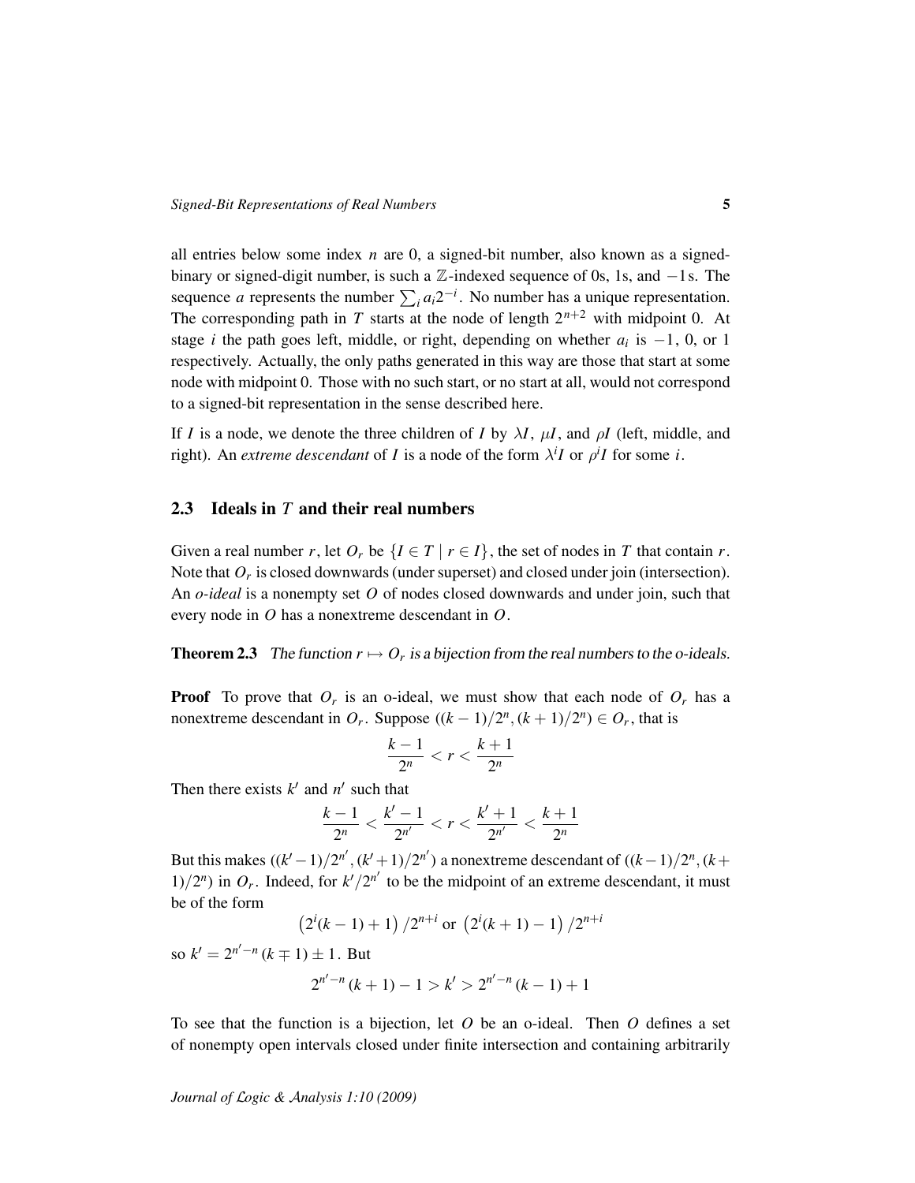all entries below some index $n$ are 0, a signed-bit number, also known as a signed-binary or signed-digit number, is such a $\mathbb{Z}$-indexed sequence of 0s, 1s, and $-1$s. The sequence $a$ represents the number $\sum_i a_i 2^{-i}$. No number has a unique representation. The corresponding path in $T$ starts at the node of length $2^{n+2}$ with midpoint 0. At stage $i$ the path goes left, middle, or right, depending on whether $a_i$ is $-1$, 0, or 1 respectively. Actually, the only paths generated in this way are those that start at some node with midpoint 0. Those with no such start, or no start at all, would not correspond to a signed-bit representation in the sense described here.

If $I$ is a node, we denote the three children of $I$ by $\lambda I$, $\mu I$, and $\rho I$ (left, middle, and right). An *extreme descendant* of $I$ is a node of the form $\lambda^i I$ or $\rho^i I$ for some $i$.

### 2.3 Ideals in $T$ and their real numbers

Given a real number $r$, let $O_r$ be $\{I \in T \mid r \in I\}$, the set of nodes in $T$ that contain $r$. Note that $O_r$ is closed downwards (under superset) and closed under join (intersection). An *o-ideal* is a nonempty set $O$ of nodes closed downwards and under join, such that every node in $O$ has a nonextreme descendant in $O$.

**Theorem 2.3** *The function $r \mapsto O_r$ is a bijection from the real numbers to the o-ideals.*

**Proof** To prove that $O_r$ is an o-ideal, we must show that each node of $O_r$ has a nonextreme descendant in $O_r$. Suppose $((k-1)/2^n, (k+1)/2^n) \in O_r$, that is

$$\frac{k-1}{2^n} < r < \frac{k+1}{2^n}$$

Then there exists $k'$ and $n'$ such that

$$\frac{k-1}{2^n} < \frac{k'-1}{2^{n'}} < r < \frac{k'+1}{2^{n'}} < \frac{k+1}{2^n}$$

But this makes $((k'-1)/2^{n'}, (k'+1)/2^{n'})$ a nonextreme descendant of $((k-1)/2^n, (k+1)/2^n)$ in $O_r$. Indeed, for $k'/2^{n'}$ to be the midpoint of an extreme descendant, it must be of the form

$$\left(2^i(k-1)+1\right)/2^{n+i} \text{ or } \left(2^i(k+1)-1\right)/2^{n+i}$$

so $k' = 2^{n'-n}(k \mp 1) \pm 1$. But

$$2^{n'-n}(k+1) - 1 > k' > 2^{n'-n}(k-1) + 1$$

To see that the function is a bijection, let $O$ be an o-ideal. Then $O$ defines a set of nonempty open intervals closed under finite intersection and containing arbitrarily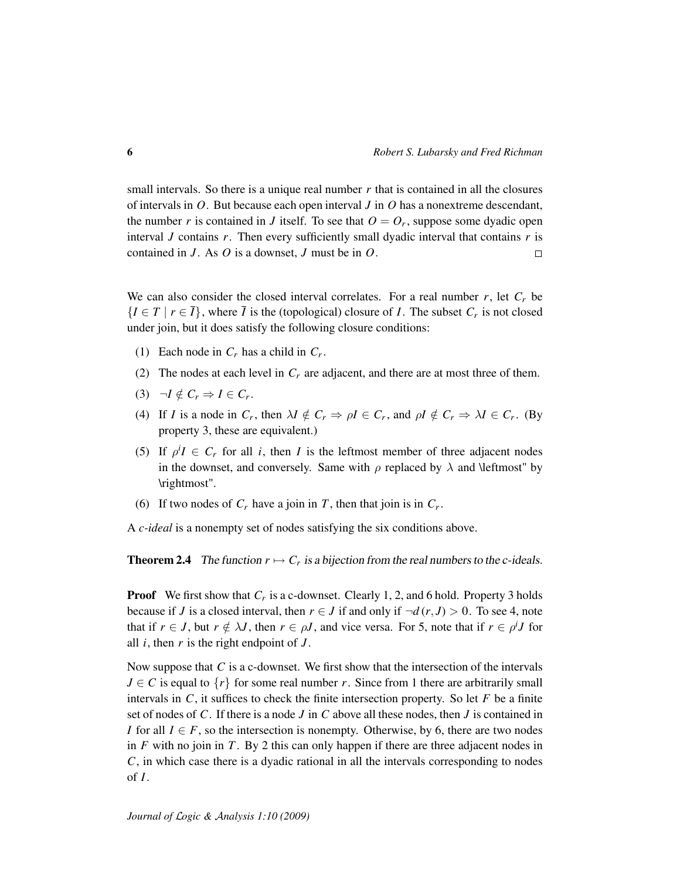small intervals. So there is a unique real number $r$ that is contained in all the closures of intervals in $O$. But because each open interval $J$ in $O$ has a nonextreme descendant, the number $r$ is contained in $J$ itself. To see that $O = O_r$, suppose some dyadic open interval $J$ contains $r$. Then every sufficiently small dyadic interval that contains $r$ is contained in $J$. As $O$ is a downset, $J$ must be in $O$. □

We can also consider the closed interval correlates. For a real number $r$, let $C_r$ be $\{I \in T \mid r \in \overline{I}\}$, where $\overline{I}$ is the (topological) closure of $I$. The subset $C_r$ is not closed under join, but it does satisfy the following closure conditions:

(1) Each node in $C_r$ has a child in $C_r$.

(2) The nodes at each level in $C_r$ are adjacent, and there are at most three of them.

(3) $\neg I \notin C_r \Rightarrow I \in C_r$.

(4) If $I$ is a node in $C_r$, then $\lambda I \notin C_r \Rightarrow \rho I \in C_r$, and $\rho I \notin C_r \Rightarrow \lambda I \in C_r$. (By property 3, these are equivalent.)

(5) If $\rho^i I \in C_r$ for all $i$, then $I$ is the leftmost member of three adjacent nodes in the downset, and conversely. Same with $\rho$ replaced by $\lambda$ and \leftmost" by \rightmost".

(6) If two nodes of $C_r$ have a join in $T$, then that join is in $C_r$.

A *c-ideal* is a nonempty set of nodes satisfying the six conditions above.

**Theorem 2.4** *The function $r \mapsto C_r$ is a bijection from the real numbers to the c-ideals.*

**Proof** We first show that $C_r$ is a c-downset. Clearly 1, 2, and 6 hold. Property 3 holds because if $J$ is a closed interval, then $r \in J$ if and only if $\neg d(r, J) > 0$. To see 4, note that if $r \in J$, but $r \notin \lambda J$, then $r \in \rho J$, and vice versa. For 5, note that if $r \in \rho^i J$ for all $i$, then $r$ is the right endpoint of $J$.

Now suppose that $C$ is a c-downset. We first show that the intersection of the intervals $J \in C$ is equal to $\{r\}$ for some real number $r$. Since from 1 there are arbitrarily small intervals in $C$, it suffices to check the finite intersection property. So let $F$ be a finite set of nodes of $C$. If there is a node $J$ in $C$ above all these nodes, then $J$ is contained in $I$ for all $I \in F$, so the intersection is nonempty. Otherwise, by 6, there are two nodes in $F$ with no join in $T$. By 2 this can only happen if there are three adjacent nodes in $C$, in which case there is a dyadic rational in all the intervals corresponding to nodes of $I$.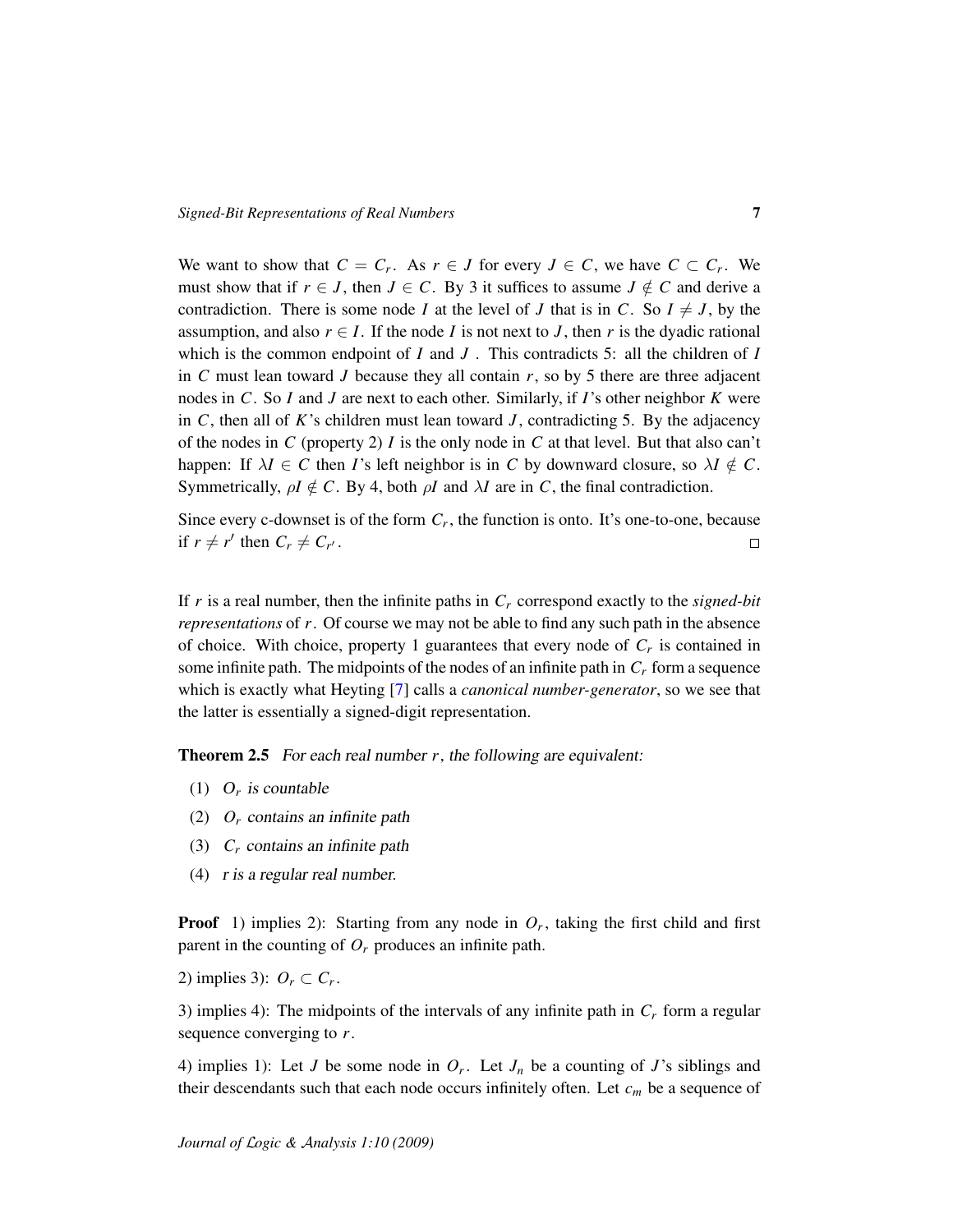We want to show that $C = C_r$. As $r \in J$ for every $J \in C$, we have $C \subset C_r$. We must show that if $r \in J$, then $J \in C$. By 3 it suffices to assume $J \notin C$ and derive a contradiction. There is some node $I$ at the level of $J$ that is in $C$. So $I \neq J$, by the assumption, and also $r \in I$. If the node $I$ is not next to $J$, then $r$ is the dyadic rational which is the common endpoint of $I$ and $J$. This contradicts 5: all the children of $I$ in $C$ must lean toward $J$ because they all contain $r$, so by 5 there are three adjacent nodes in $C$. So $I$ and $J$ are next to each other. Similarly, if $I$'s other neighbor $K$ were in $C$, then all of $K$'s children must lean toward $J$, contradicting 5. By the adjacency of the nodes in $C$ (property 2) $I$ is the only node in $C$ at that level. But that also can't happen: If $\lambda I \in C$ then $I$'s left neighbor is in $C$ by downward closure, so $\lambda I \notin C$. Symmetrically, $\rho I \notin C$. By 4, both $\rho I$ and $\lambda I$ are in $C$, the final contradiction.

Since every c-downset is of the form $C_r$, the function is onto. It's one-to-one, because if $r \neq r'$ then $C_r \neq C_{r'}$. □

If $r$ is a real number, then the infinite paths in $C_r$ correspond exactly to the *signed-bit representations* of $r$. Of course we may not be able to find any such path in the absence of choice. With choice, property 1 guarantees that every node of $C_r$ is contained in some infinite path. The midpoints of the nodes of an infinite path in $C_r$ form a sequence which is exactly what Heyting [7] calls a *canonical number-generator*, so we see that the latter is essentially a signed-digit representation.

**Theorem 2.5** *For each real number $r$, the following are equivalent:*

(1) *$O_r$ is countable*

(2) *$O_r$ contains an infinite path*

(3) *$C_r$ contains an infinite path*

(4) *$r$ is a regular real number.*

**Proof** 1) implies 2): Starting from any node in $O_r$, taking the first child and first parent in the counting of $O_r$ produces an infinite path.

2) implies 3): $O_r \subset C_r$.

3) implies 4): The midpoints of the intervals of any infinite path in $C_r$ form a regular sequence converging to $r$.

4) implies 1): Let $J$ be some node in $O_r$. Let $J_n$ be a counting of $J$'s siblings and their descendants such that each node occurs infinitely often. Let $c_m$ be a sequence of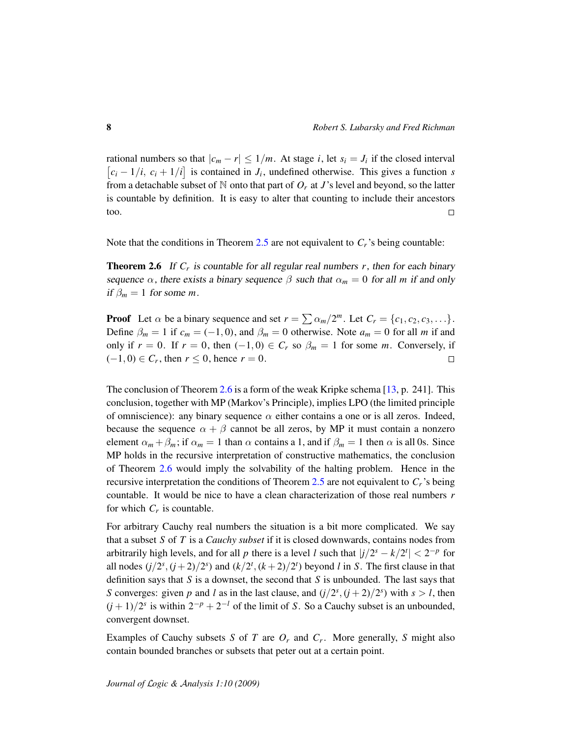rational numbers so that $|c_m - r| \leq 1/m$. At stage $i$, let $s_i = J_i$ if the closed interval $\left[c_i - 1/i,\ c_i + 1/i\right]$ is contained in $J_i$, undefined otherwise. This gives a function $s$ from a detachable subset of $\mathbb{N}$ onto that part of $O_r$ at $J$'s level and beyond, so the latter is countable by definition. It is easy to alter that counting to include their ancestors too. □

Note that the conditions in Theorem 2.5 are not equivalent to $C_r$'s being countable:

**Theorem 2.6** *If $C_r$ is countable for all regular real numbers $r$, then for each binary sequence $\alpha$, there exists a binary sequence $\beta$ such that $\alpha_m = 0$ for all $m$ if and only if $\beta_m = 1$ for some $m$.*

**Proof** Let $\alpha$ be a binary sequence and set $r = \sum \alpha_m / 2^m$. Let $C_r = \{c_1, c_2, c_3, \ldots\}$. Define $\beta_m = 1$ if $c_m = (-1, 0)$, and $\beta_m = 0$ otherwise. Note $a_m = 0$ for all $m$ and only if $r = 0$. If $r = 0$, then $(-1, 0) \in C_r$ so $\beta_m = 1$ for some $m$. Conversely, if $(-1, 0) \in C_r$, then $r \leq 0$, hence $r = 0$. □

The conclusion of Theorem 2.6 is a form of the weak Kripke schema [13, p. 241]. This conclusion, together with MP (Markov's Principle), implies LPO (the limited principle of omniscience): any binary sequence $\alpha$ either contains a one or is all zeros. Indeed, because the sequence $\alpha + \beta$ cannot be all zeros, by MP it must contain a nonzero element $\alpha_m + \beta_m$; if $\alpha_m = 1$ than $\alpha$ contains a 1, and if $\beta_m = 1$ then $\alpha$ is all 0s. Since MP holds in the recursive interpretation of constructive mathematics, the conclusion of Theorem 2.6 would imply the solvability of the halting problem. Hence in the recursive interpretation the conditions of Theorem 2.5 are not equivalent to $C_r$'s being countable. It would be nice to have a clean characterization of those real numbers $r$ for which $C_r$ is countable.

For arbitrary Cauchy real numbers the situation is a bit more complicated. We say that a subset $S$ of $T$ is a *Cauchy subset* if it is closed downwards, contains nodes from arbitrarily high levels, and for all $p$ there is a level $l$ such that $|j/2^s - k/2^t| < 2^{-p}$ for all nodes $(j/2^s, (j+2)/2^s)$ and $(k/2^t, (k+2)/2^t)$ beyond $l$ in $S$. The first clause in that definition says that $S$ is a downset, the second that $S$ is unbounded. The last says that $S$ converges: given $p$ and $l$ as in the last clause, and $(j/2^s, (j+2)/2^s)$ with $s > l$, then $(j+1)/2^s$ is within $2^{-p} + 2^{-l}$ of the limit of $S$. So a Cauchy subset is an unbounded, convergent downset.

Examples of Cauchy subsets $S$ of $T$ are $O_r$ and $C_r$. More generally, $S$ might also contain bounded branches or subsets that peter out at a certain point.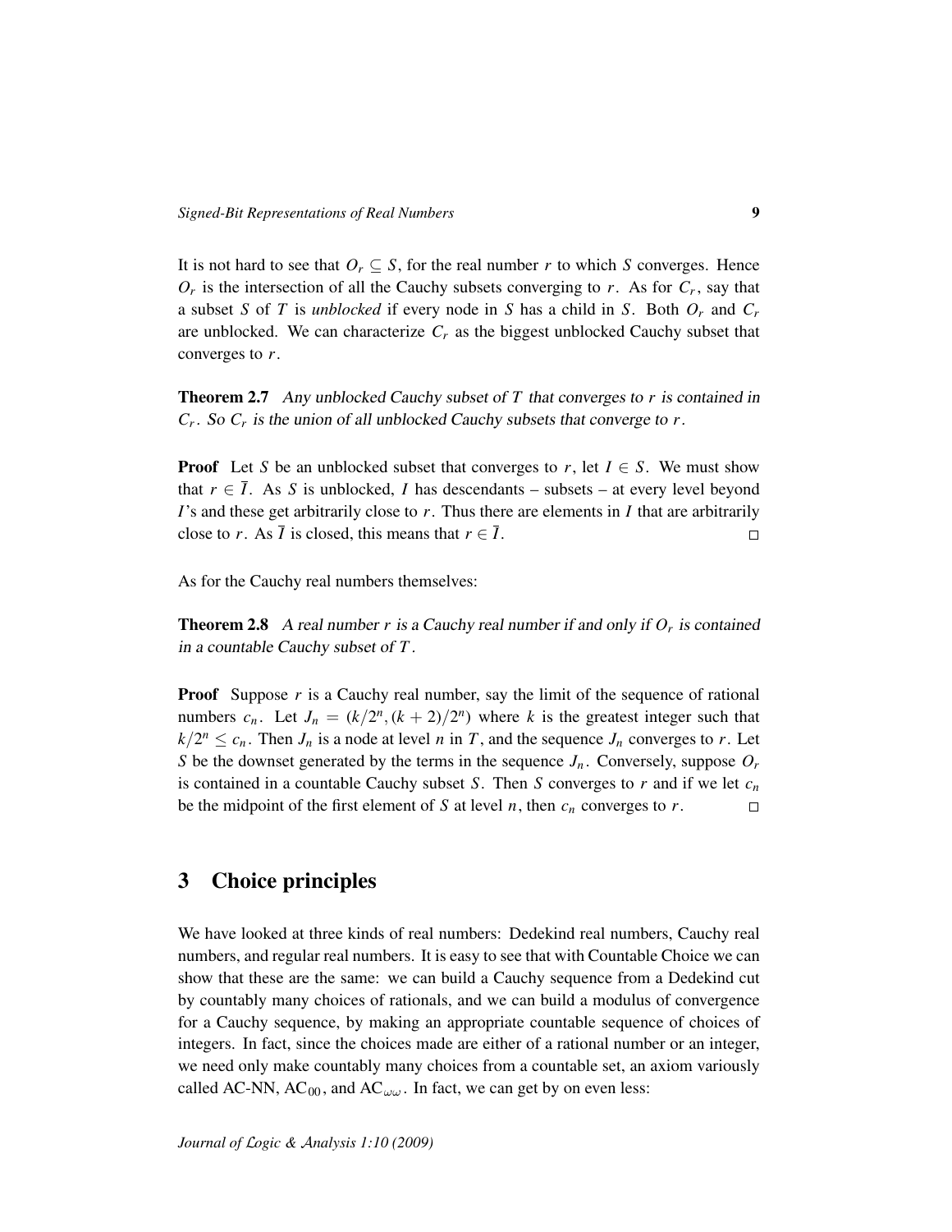It is not hard to see that $O_r \subseteq S$, for the real number $r$ to which $S$ converges. Hence $O_r$ is the intersection of all the Cauchy subsets converging to $r$. As for $C_r$, say that a subset $S$ of $T$ is *unblocked* if every node in $S$ has a child in $S$. Both $O_r$ and $C_r$ are unblocked. We can characterize $C_r$ as the biggest unblocked Cauchy subset that converges to $r$.

**Theorem 2.7** *Any unblocked Cauchy subset of $T$ that converges to $r$ is contained in $C_r$. So $C_r$ is the union of all unblocked Cauchy subsets that converge to $r$.*

**Proof** Let $S$ be an unblocked subset that converges to $r$, let $I \in S$. We must show that $r \in \overline{I}$. As $S$ is unblocked, $I$ has descendants – subsets – at every level beyond $I$'s and these get arbitrarily close to $r$. Thus there are elements in $I$ that are arbitrarily close to $r$. As $\overline{I}$ is closed, this means that $r \in \overline{I}$. $\square$

As for the Cauchy real numbers themselves:

**Theorem 2.8** *A real number $r$ is a Cauchy real number if and only if $O_r$ is contained in a countable Cauchy subset of $T$.*

**Proof** Suppose $r$ is a Cauchy real number, say the limit of the sequence of rational numbers $c_n$. Let $J_n = (k/2^n, (k+2)/2^n)$ where $k$ is the greatest integer such that $k/2^n \leq c_n$. Then $J_n$ is a node at level $n$ in $T$, and the sequence $J_n$ converges to $r$. Let $S$ be the downset generated by the terms in the sequence $J_n$. Conversely, suppose $O_r$ is contained in a countable Cauchy subset $S$. Then $S$ converges to $r$ and if we let $c_n$ be the midpoint of the first element of $S$ at level $n$, then $c_n$ converges to $r$. $\square$

## 3 Choice principles

We have looked at three kinds of real numbers: Dedekind real numbers, Cauchy real numbers, and regular real numbers. It is easy to see that with Countable Choice we can show that these are the same: we can build a Cauchy sequence from a Dedekind cut by countably many choices of rationals, and we can build a modulus of convergence for a Cauchy sequence, by making an appropriate countable sequence of choices of integers. In fact, since the choices made are either of a rational number or an integer, we need only make countably many choices from a countable set, an axiom variously called AC-NN, $\text{AC}_{00}$, and $\text{AC}_{\omega\omega}$. In fact, we can get by on even less: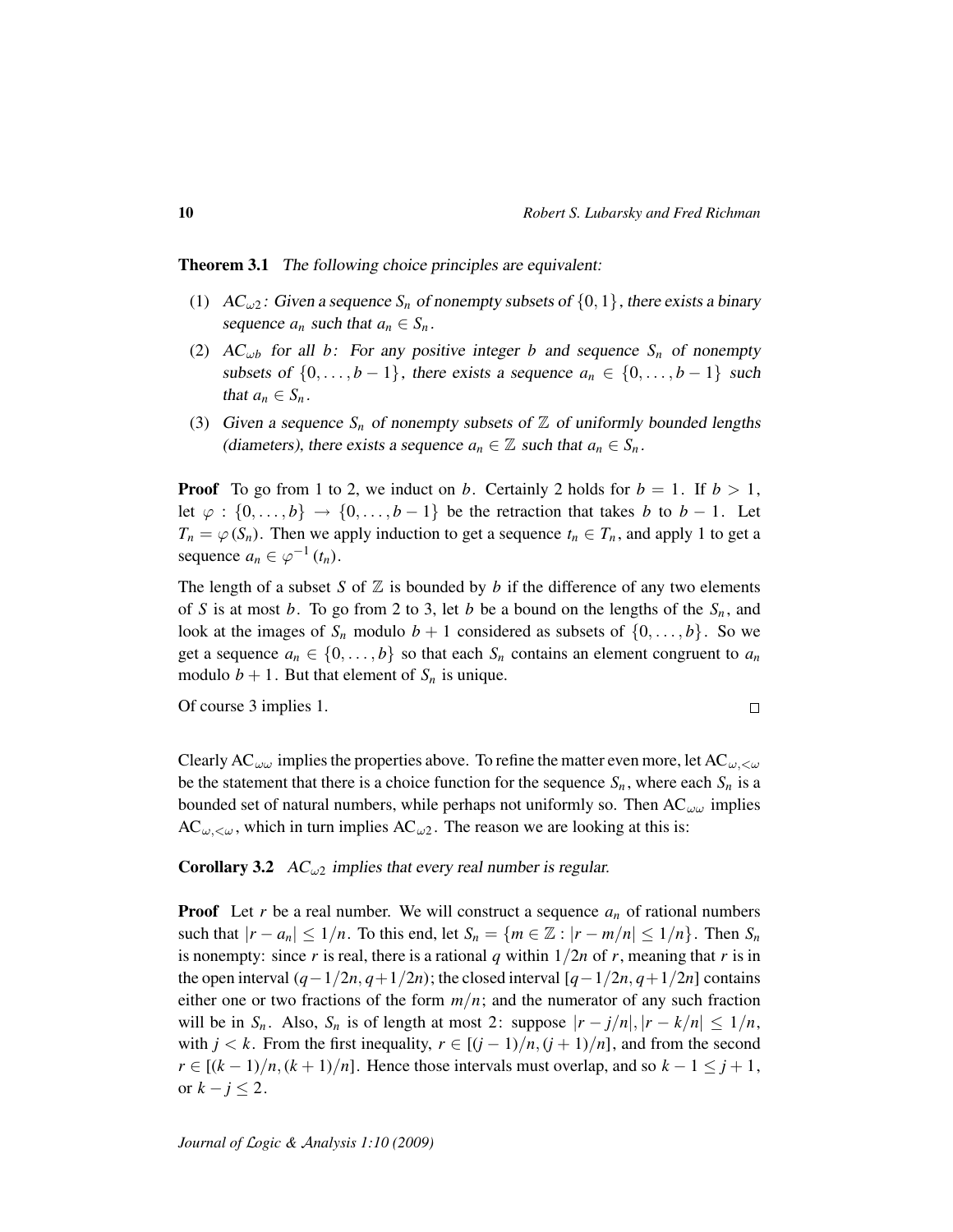**Theorem 3.1** *The following choice principles are equivalent:*

1. *$AC_{\omega 2}$: Given a sequence $S_n$ of nonempty subsets of $\{0,1\}$, there exists a binary sequence $a_n$ such that $a_n \in S_n$.*
2. *$AC_{\omega b}$ for all $b$: For any positive integer $b$ and sequence $S_n$ of nonempty subsets of $\{0,\ldots,b-1\}$, there exists a sequence $a_n \in \{0,\ldots,b-1\}$ such that $a_n \in S_n$.*
3. *Given a sequence $S_n$ of nonempty subsets of $\mathbb{Z}$ of uniformly bounded lengths (diameters), there exists a sequence $a_n \in \mathbb{Z}$ such that $a_n \in S_n$.*

**Proof** To go from 1 to 2, we induct on $b$. Certainly 2 holds for $b = 1$. If $b > 1$, let $\varphi : \{0,\ldots,b\} \to \{0,\ldots,b-1\}$ be the retraction that takes $b$ to $b-1$. Let $T_n = \varphi(S_n)$. Then we apply induction to get a sequence $t_n \in T_n$, and apply 1 to get a sequence $a_n \in \varphi^{-1}(t_n)$.

The length of a subset $S$ of $\mathbb{Z}$ is bounded by $b$ if the difference of any two elements of $S$ is at most $b$. To go from 2 to 3, let $b$ be a bound on the lengths of the $S_n$, and look at the images of $S_n$ modulo $b+1$ considered as subsets of $\{0,\ldots,b\}$. So we get a sequence $a_n \in \{0,\ldots,b\}$ so that each $S_n$ contains an element congruent to $a_n$ modulo $b+1$. But that element of $S_n$ is unique.

Of course 3 implies 1. $\square$

Clearly $AC_{\omega\omega}$ implies the properties above. To refine the matter even more, let $AC_{\omega,<\omega}$ be the statement that there is a choice function for the sequence $S_n$, where each $S_n$ is a bounded set of natural numbers, while perhaps not uniformly so. Then $AC_{\omega\omega}$ implies $AC_{\omega,<\omega}$, which in turn implies $AC_{\omega 2}$. The reason we are looking at this is:

**Corollary 3.2** *$AC_{\omega 2}$ implies that every real number is regular.*

**Proof** Let $r$ be a real number. We will construct a sequence $a_n$ of rational numbers such that $|r - a_n| \leq 1/n$. To this end, let $S_n = \{m \in \mathbb{Z} : |r - m/n| \leq 1/n\}$. Then $S_n$ is nonempty: since $r$ is real, there is a rational $q$ within $1/2n$ of $r$, meaning that $r$ is in the open interval $(q-1/2n, q+1/2n)$; the closed interval $[q-1/2n, q+1/2n]$ contains either one or two fractions of the form $m/n$; and the numerator of any such fraction will be in $S_n$. Also, $S_n$ is of length at most 2: suppose $|r - j/n|, |r - k/n| \leq 1/n$, with $j < k$. From the first inequality, $r \in [(j-1)/n, (j+1)/n]$, and from the second $r \in [(k-1)/n, (k+1)/n]$. Hence those intervals must overlap, and so $k - 1 \leq j + 1$, or $k - j \leq 2$.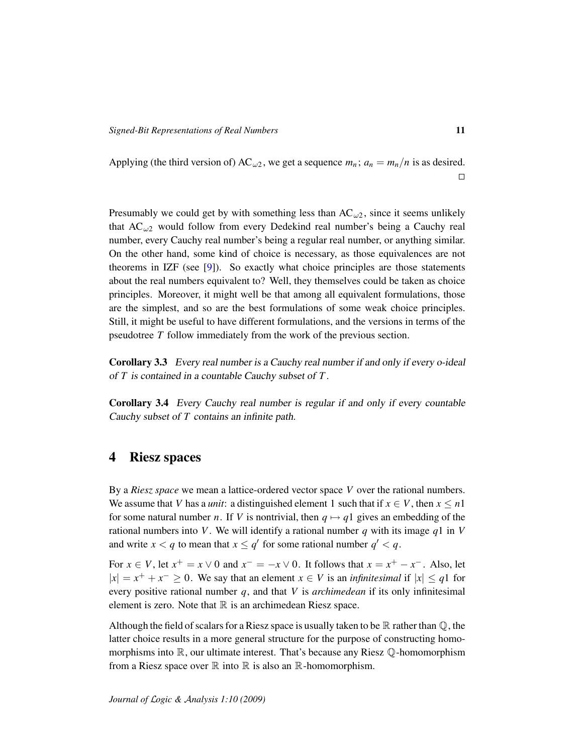Applying (the third version of) $\mathrm{AC}_{\omega 2}$, we get a sequence $m_n$; $a_n = m_n/n$ is as desired. □

Presumably we could get by with something less than $\mathrm{AC}_{\omega 2}$, since it seems unlikely that $\mathrm{AC}_{\omega 2}$ would follow from every Dedekind real number's being a Cauchy real number, every Cauchy real number's being a regular real number, or anything similar. On the other hand, some kind of choice is necessary, as those equivalences are not theorems in IZF (see [9]). So exactly what choice principles are those statements about the real numbers equivalent to? Well, they themselves could be taken as choice principles. Moreover, it might well be that among all equivalent formulations, those are the simplest, and so are the best formulations of some weak choice principles. Still, it might be useful to have different formulations, and the versions in terms of the pseudotree $T$ follow immediately from the work of the previous section.

**Corollary 3.3** *Every real number is a Cauchy real number if and only if every o-ideal of $T$ is contained in a countable Cauchy subset of $T$.*

**Corollary 3.4** *Every Cauchy real number is regular if and only if every countable Cauchy subset of $T$ contains an infinite path.*

# 4 Riesz spaces

By a *Riesz space* we mean a lattice-ordered vector space $V$ over the rational numbers. We assume that $V$ has a *unit*: a distinguished element 1 such that if $x \in V$, then $x \leq n1$ for some natural number $n$. If $V$ is nontrivial, then $q \mapsto q1$ gives an embedding of the rational numbers into $V$. We will identify a rational number $q$ with its image $q1$ in $V$ and write $x < q$ to mean that $x \leq q'$ for some rational number $q' < q$.

For $x \in V$, let $x^+ = x \vee 0$ and $x^- = -x \vee 0$. It follows that $x = x^+ - x^-$. Also, let $|x| = x^+ + x^- \geq 0$. We say that an element $x \in V$ is an *infinitesimal* if $|x| \leq q1$ for every positive rational number $q$, and that $V$ is *archimedean* if its only infinitesimal element is zero. Note that $\mathbb{R}$ is an archimedean Riesz space.

Although the field of scalars for a Riesz space is usually taken to be $\mathbb{R}$ rather than $\mathbb{Q}$, the latter choice results in a more general structure for the purpose of constructing homomorphisms into $\mathbb{R}$, our ultimate interest. That's because any Riesz $\mathbb{Q}$-homomorphism from a Riesz space over $\mathbb{R}$ into $\mathbb{R}$ is also an $\mathbb{R}$-homomorphism.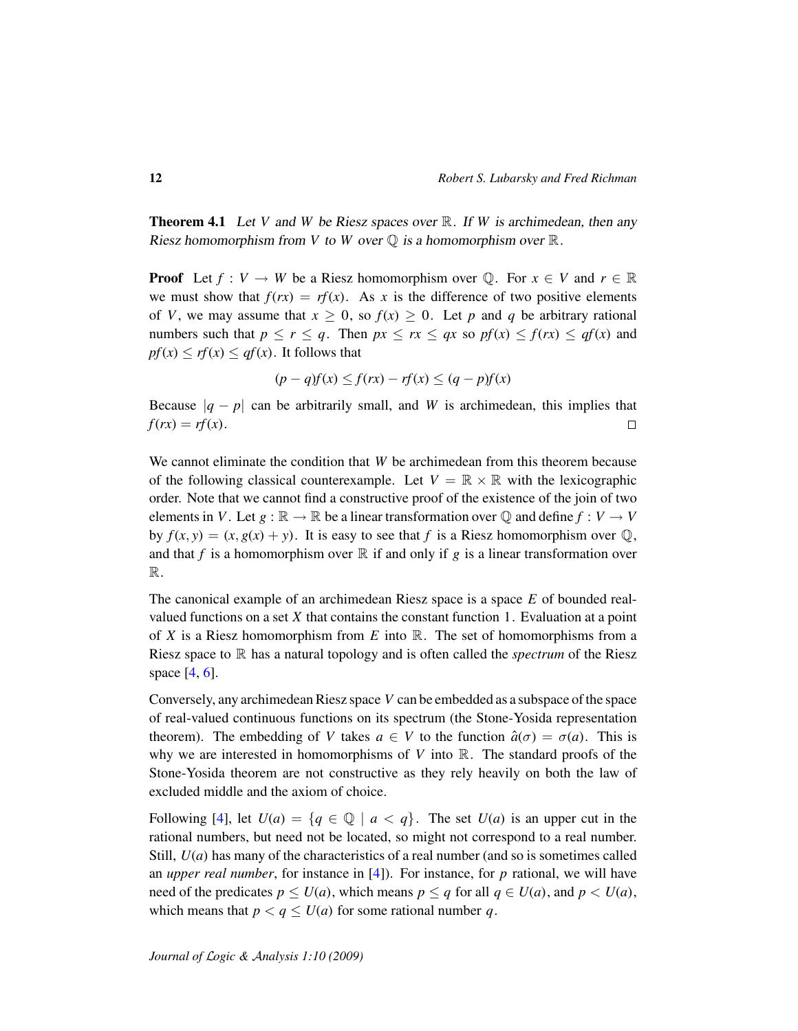**Theorem 4.1** *Let $V$ and $W$ be Riesz spaces over $\mathbb{R}$. If $W$ is archimedean, then any Riesz homomorphism from $V$ to $W$ over $\mathbb{Q}$ is a homomorphism over $\mathbb{R}$.*

**Proof** Let $f : V \to W$ be a Riesz homomorphism over $\mathbb{Q}$. For $x \in V$ and $r \in \mathbb{R}$ we must show that $f(rx) = rf(x)$. As $x$ is the difference of two positive elements of $V$, we may assume that $x \geq 0$, so $f(x) \geq 0$. Let $p$ and $q$ be arbitrary rational numbers such that $p \leq r \leq q$. Then $px \leq rx \leq qx$ so $pf(x) \leq f(rx) \leq qf(x)$ and $pf(x) \leq rf(x) \leq qf(x)$. It follows that

$$(p-q)f(x) \leq f(rx) - rf(x) \leq (q-p)f(x)$$

Because $|q-p|$ can be arbitrarily small, and $W$ is archimedean, this implies that $f(rx) = rf(x)$. □

We cannot eliminate the condition that $W$ be archimedean from this theorem because of the following classical counterexample. Let $V = \mathbb{R} \times \mathbb{R}$ with the lexicographic order. Note that we cannot find a constructive proof of the existence of the join of two elements in $V$. Let $g : \mathbb{R} \to \mathbb{R}$ be a linear transformation over $\mathbb{Q}$ and define $f : V \to V$ by $f(x, y) = (x, g(x) + y)$. It is easy to see that $f$ is a Riesz homomorphism over $\mathbb{Q}$, and that $f$ is a homomorphism over $\mathbb{R}$ if and only if $g$ is a linear transformation over $\mathbb{R}$.

The canonical example of an archimedean Riesz space is a space $E$ of bounded real-valued functions on a set $X$ that contains the constant function 1. Evaluation at a point of $X$ is a Riesz homomorphism from $E$ into $\mathbb{R}$. The set of homomorphisms from a Riesz space to $\mathbb{R}$ has a natural topology and is often called the *spectrum* of the Riesz space [4, 6].

Conversely, any archimedean Riesz space $V$ can be embedded as a subspace of the space of real-valued continuous functions on its spectrum (the Stone-Yosida representation theorem). The embedding of $V$ takes $a \in V$ to the function $\hat{a}(\sigma) = \sigma(a)$. This is why we are interested in homomorphisms of $V$ into $\mathbb{R}$. The standard proofs of the Stone-Yosida theorem are not constructive as they rely heavily on both the law of excluded middle and the axiom of choice.

Following [4], let $U(a) = \{q \in \mathbb{Q} \mid a < q\}$. The set $U(a)$ is an upper cut in the rational numbers, but need not be located, so might not correspond to a real number. Still, $U(a)$ has many of the characteristics of a real number (and so is sometimes called an *upper real number*, for instance in [4]). For instance, for $p$ rational, we will have need of the predicates $p \leq U(a)$, which means $p \leq q$ for all $q \in U(a)$, and $p < U(a)$, which means that $p < q \leq U(a)$ for some rational number $q$.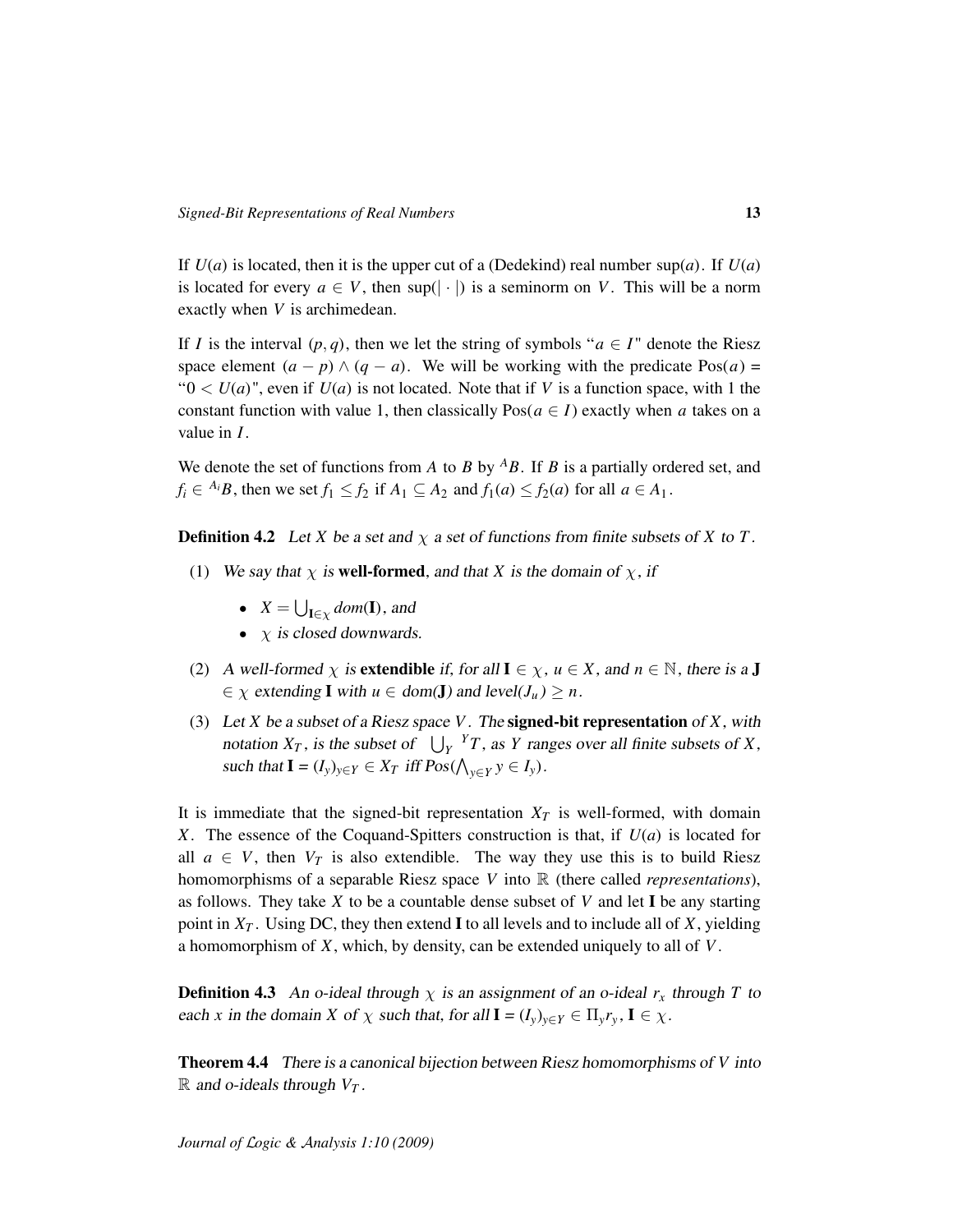If $U(a)$ is located, then it is the upper cut of a (Dedekind) real number $\sup(a)$. If $U(a)$ is located for every $a \in V$, then $\sup(|\cdot|)$ is a seminorm on $V$. This will be a norm exactly when $V$ is archimedean.

If $I$ is the interval $(p, q)$, then we let the string of symbols "$a \in I$" denote the Riesz space element $(a - p) \wedge (q - a)$. We will be working with the predicate $\mathrm{Pos}(a)$ = "$0 < U(a)$", even if $U(a)$ is not located. Note that if $V$ is a function space, with 1 the constant function with value 1, then classically $\mathrm{Pos}(a \in I)$ exactly when $a$ takes on a value in $I$.

We denote the set of functions from $A$ to $B$ by ${}^{A}B$. If $B$ is a partially ordered set, and $f_i \in {}^{A_i}B$, then we set $f_1 \leq f_2$ if $A_1 \subseteq A_2$ and $f_1(a) \leq f_2(a)$ for all $a \in A_1$.

**Definition 4.2** *Let $X$ be a set and $\chi$ a set of functions from finite subsets of $X$ to $T$.*

(1) *We say that $\chi$ is* **well-formed**, *and that $X$ is the domain of $\chi$, if*

- $X = \bigcup_{\mathbf{I} \in \chi} dom(\mathbf{I})$, *and*
- *$\chi$ is closed downwards.*

(2) *A well-formed $\chi$ is* **extendible** *if, for all $\mathbf{I} \in \chi$, $u \in X$, and $n \in \mathbb{N}$, there is a $\mathbf{J} \in \chi$ extending $\mathbf{I}$ with $u \in dom(\mathbf{J})$ and level$(J_u) \geq n$.*

(3) *Let $X$ be a subset of a Riesz space $V$. The* **signed-bit representation** *of $X$, with notation $X_T$, is the subset of $\bigcup_Y {}^{Y}T$, as $Y$ ranges over all finite subsets of $X$, such that $\mathbf{I} = (I_y)_{y \in Y} \in X_T$ iff $Pos(\bigwedge_{y \in Y} y \in I_y)$.*

It is immediate that the signed-bit representation $X_T$ is well-formed, with domain $X$. The essence of the Coquand-Spitters construction is that, if $U(a)$ is located for all $a \in V$, then $V_T$ is also extendible. The way they use this is to build Riesz homomorphisms of a separable Riesz space $V$ into $\mathbb{R}$ (there called *representations*), as follows. They take $X$ to be a countable dense subset of $V$ and let $\mathbf{I}$ be any starting point in $X_T$. Using DC, they then extend $\mathbf{I}$ to all levels and to include all of $X$, yielding a homomorphism of $X$, which, by density, can be extended uniquely to all of $V$.

**Definition 4.3** *An o-ideal through $\chi$ is an assignment of an o-ideal $r_x$ through $T$ to each $x$ in the domain $X$ of $\chi$ such that, for all $\mathbf{I} = (I_y)_{y \in Y} \in \Pi_y r_y$, $\mathbf{I} \in \chi$.*

**Theorem 4.4** *There is a canonical bijection between Riesz homomorphisms of $V$ into $\mathbb{R}$ and o-ideals through $V_T$.*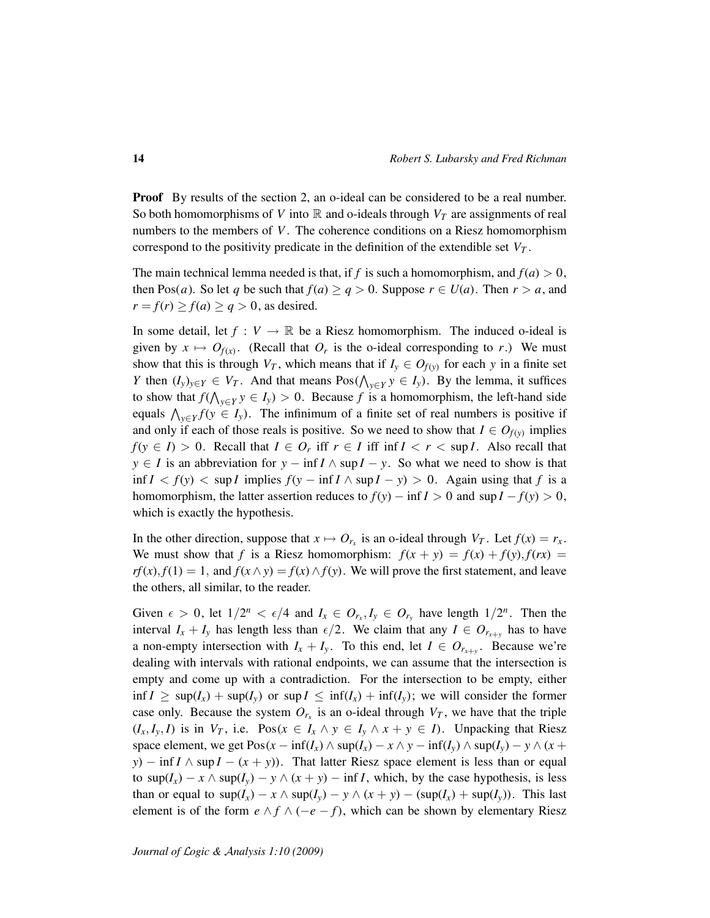**Proof** By results of the section 2, an o-ideal can be considered to be a real number. So both homomorphisms of $V$ into $\mathbb{R}$ and o-ideals through $V_T$ are assignments of real numbers to the members of $V$. The coherence conditions on a Riesz homomorphism correspond to the positivity predicate in the definition of the extendible set $V_T$.

The main technical lemma needed is that, if $f$ is such a homomorphism, and $f(a) > 0$, then $\mathrm{Pos}(a)$. So let $q$ be such that $f(a) \geq q > 0$. Suppose $r \in U(a)$. Then $r > a$, and $r = f(r) \geq f(a) \geq q > 0$, as desired.

In some detail, let $f : V \to \mathbb{R}$ be a Riesz homomorphism. The induced o-ideal is given by $x \mapsto O_{f(x)}$. (Recall that $O_r$ is the o-ideal corresponding to $r$.) We must show that this is through $V_T$, which means that if $I_y \in O_{f(y)}$ for each $y$ in a finite set $Y$ then $(I_y)_{y \in Y} \in V_T$. And that means $\mathrm{Pos}(\bigwedge_{y \in Y} y \in I_y)$. By the lemma, it suffices to show that $f(\bigwedge_{y \in Y} y \in I_y) > 0$. Because $f$ is a homomorphism, the left-hand side equals $\bigwedge_{y \in Y} f(y \in I_y)$. The infinimum of a finite set of real numbers is positive if and only if each of those reals is positive. So we need to show that $I \in O_{f(y)}$ implies $f(y \in I) > 0$. Recall that $I \in O_r$ iff $r \in I$ iff $\inf I < r < \sup I$. Also recall that $y \in I$ is an abbreviation for $y - \inf I \wedge \sup I - y$. So what we need to show is that $\inf I < f(y) < \sup I$ implies $f(y - \inf I \wedge \sup I - y) > 0$. Again using that $f$ is a homomorphism, the latter assertion reduces to $f(y) - \inf I > 0$ and $\sup I - f(y) > 0$, which is exactly the hypothesis.

In the other direction, suppose that $x \mapsto O_{r_x}$ is an o-ideal through $V_T$. Let $f(x) = r_x$. We must show that $f$ is a Riesz homomorphism: $f(x + y) = f(x) + f(y), f(rx) = rf(x), f(1) = 1$, and $f(x \wedge y) = f(x) \wedge f(y)$. We will prove the first statement, and leave the others, all similar, to the reader.

Given $\epsilon > 0$, let $1/2^n < \epsilon/4$ and $I_x \in O_{r_x}, I_y \in O_{r_y}$ have length $1/2^n$. Then the interval $I_x + I_y$ has length less than $\epsilon/2$. We claim that any $I \in O_{r_{x+y}}$ has to have a non-empty intersection with $I_x + I_y$. To this end, let $I \in O_{r_{x+y}}$. Because we're dealing with intervals with rational endpoints, we can assume that the intersection is empty and come up with a contradiction. For the intersection to be empty, either $\inf I \geq \sup(I_x) + \sup(I_y)$ or $\sup I \leq \inf(I_x) + \inf(I_y)$; we will consider the former case only. Because the system $O_{r_x}$ is an o-ideal through $V_T$, we have that the triple $(I_x, I_y, I)$ is in $V_T$, i.e. $\mathrm{Pos}(x \in I_x \wedge y \in I_y \wedge x + y \in I)$. Unpacking that Riesz space element, we get $\mathrm{Pos}(x - \inf(I_x) \wedge \sup(I_x) - x \wedge y - \inf(I_y) \wedge \sup(I_y) - y \wedge (x + y) - \inf I \wedge \sup I - (x + y))$. That latter Riesz space element is less than or equal to $\sup(I_x) - x \wedge \sup(I_y) - y \wedge (x + y) - \inf I$, which, by the case hypothesis, is less than or equal to $\sup(I_x) - x \wedge \sup(I_y) - y \wedge (x + y) - (\sup(I_x) + \sup(I_y))$. This last element is of the form $e \wedge f \wedge (-e - f)$, which can be shown by elementary Riesz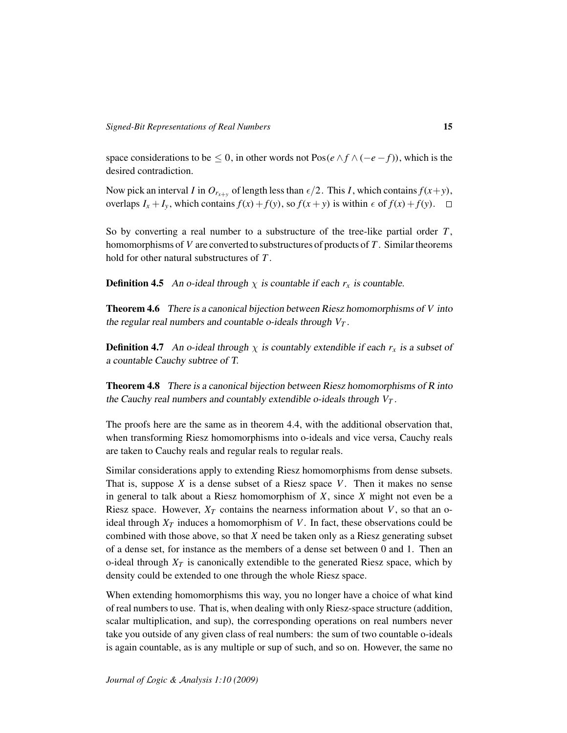space considerations to be $\leq 0$, in other words not $\mathrm{Pos}(e \wedge f \wedge (-e-f))$, which is the desired contradiction.

Now pick an interval $I$ in $O_{r_{x+y}}$ of length less than $\epsilon/2$. This $I$, which contains $f(x+y)$, overlaps $I_x + I_y$, which contains $f(x)+f(y)$, so $f(x+y)$ is within $\epsilon$ of $f(x)+f(y)$. □

So by converting a real number to a substructure of the tree-like partial order $T$, homomorphisms of $V$ are converted to substructures of products of $T$. Similar theorems hold for other natural substructures of $T$.

**Definition 4.5** *An o-ideal through $\chi$ is countable if each $r_x$ is countable.*

**Theorem 4.6** *There is a canonical bijection between Riesz homomorphisms of $V$ into the regular real numbers and countable o-ideals through $V_T$.*

**Definition 4.7** *An o-ideal through $\chi$ is countably extendible if each $r_x$ is a subset of a countable Cauchy subtree of T.*

**Theorem 4.8** *There is a canonical bijection between Riesz homomorphisms of R into the Cauchy real numbers and countably extendible o-ideals through $V_T$.*

The proofs here are the same as in theorem 4.4, with the additional observation that, when transforming Riesz homomorphisms into o-ideals and vice versa, Cauchy reals are taken to Cauchy reals and regular reals to regular reals.

Similar considerations apply to extending Riesz homomorphisms from dense subsets. That is, suppose $X$ is a dense subset of a Riesz space $V$. Then it makes no sense in general to talk about a Riesz homomorphism of $X$, since $X$ might not even be a Riesz space. However, $X_T$ contains the nearness information about $V$, so that an o-ideal through $X_T$ induces a homomorphism of $V$. In fact, these observations could be combined with those above, so that $X$ need be taken only as a Riesz generating subset of a dense set, for instance as the members of a dense set between 0 and 1. Then an o-ideal through $X_T$ is canonically extendible to the generated Riesz space, which by density could be extended to one through the whole Riesz space.

When extending homomorphisms this way, you no longer have a choice of what kind of real numbers to use. That is, when dealing with only Riesz-space structure (addition, scalar multiplication, and sup), the corresponding operations on real numbers never take you outside of any given class of real numbers: the sum of two countable o-ideals is again countable, as is any multiple or sup of such, and so on. However, the same no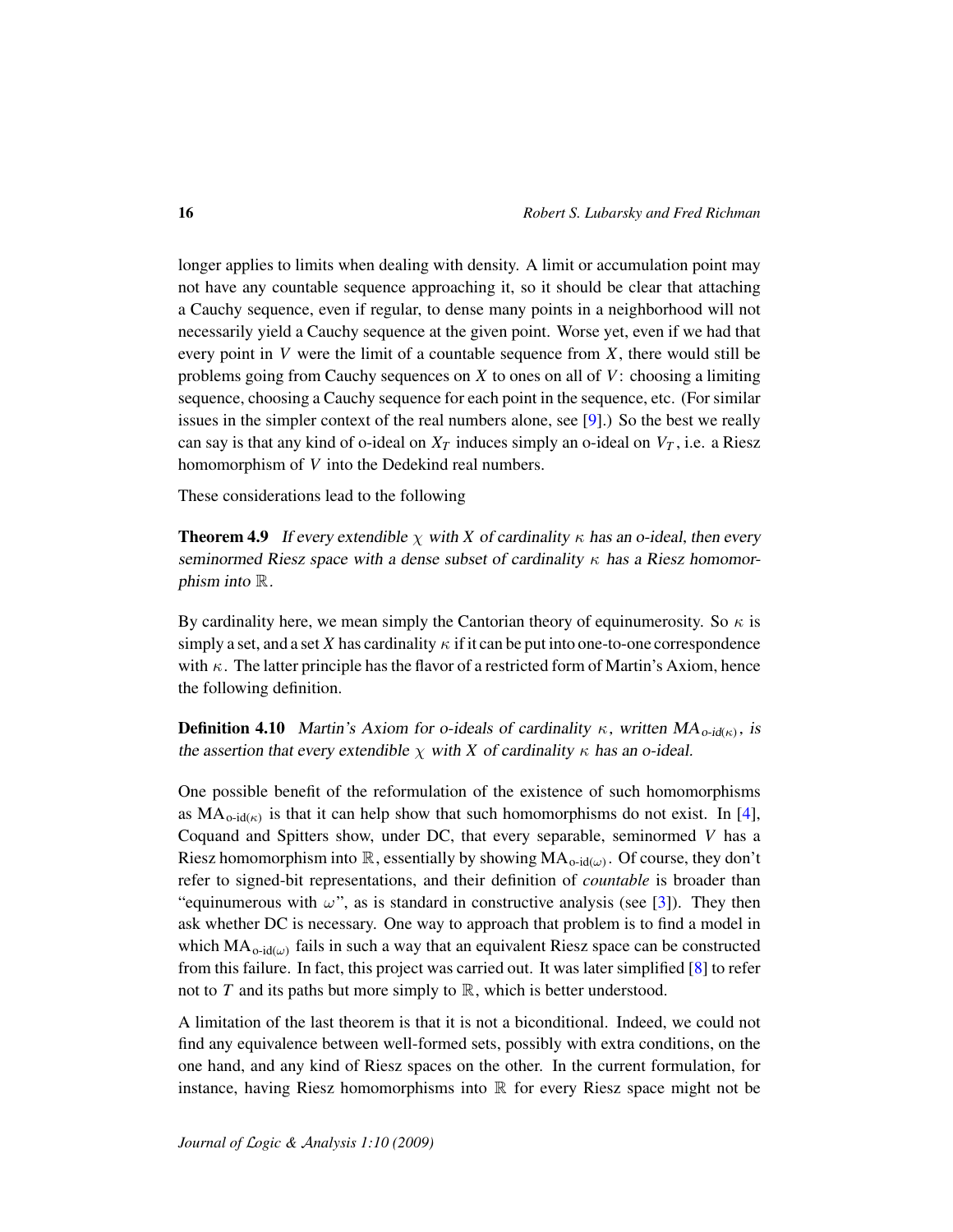longer applies to limits when dealing with density. A limit or accumulation point may not have any countable sequence approaching it, so it should be clear that attaching a Cauchy sequence, even if regular, to dense many points in a neighborhood will not necessarily yield a Cauchy sequence at the given point. Worse yet, even if we had that every point in $V$ were the limit of a countable sequence from $X$, there would still be problems going from Cauchy sequences on $X$ to ones on all of $V$: choosing a limiting sequence, choosing a Cauchy sequence for each point in the sequence, etc. (For similar issues in the simpler context of the real numbers alone, see [9].) So the best we really can say is that any kind of o-ideal on $X_T$ induces simply an o-ideal on $V_T$, i.e. a Riesz homomorphism of $V$ into the Dedekind real numbers.

These considerations lead to the following

**Theorem 4.9** *If every extendible $\chi$ with $X$ of cardinality $\kappa$ has an o-ideal, then every seminormed Riesz space with a dense subset of cardinality $\kappa$ has a Riesz homomorphism into $\mathbb{R}$.*

By cardinality here, we mean simply the Cantorian theory of equinumerosity. So $\kappa$ is simply a set, and a set $X$ has cardinality $\kappa$ if it can be put into one-to-one correspondence with $\kappa$. The latter principle has the flavor of a restricted form of Martin's Axiom, hence the following definition.

**Definition 4.10** *Martin's Axiom for o-ideals of cardinality $\kappa$, written $MA_{\text{o-id}(\kappa)}$, is the assertion that every extendible $\chi$ with $X$ of cardinality $\kappa$ has an o-ideal.*

One possible benefit of the reformulation of the existence of such homomorphisms as $\mathrm{MA}_{\text{o-id}(\kappa)}$ is that it can help show that such homomorphisms do not exist. In [4], Coquand and Spitters show, under DC, that every separable, seminormed $V$ has a Riesz homomorphism into $\mathbb{R}$, essentially by showing $\mathrm{MA}_{\text{o-id}(\omega)}$. Of course, they don't refer to signed-bit representations, and their definition of *countable* is broader than "equinumerous with $\omega$", as is standard in constructive analysis (see [3]). They then ask whether DC is necessary. One way to approach that problem is to find a model in which $\mathrm{MA}_{\text{o-id}(\omega)}$ fails in such a way that an equivalent Riesz space can be constructed from this failure. In fact, this project was carried out. It was later simplified [8] to refer not to $T$ and its paths but more simply to $\mathbb{R}$, which is better understood.

A limitation of the last theorem is that it is not a biconditional. Indeed, we could not find any equivalence between well-formed sets, possibly with extra conditions, on the one hand, and any kind of Riesz spaces on the other. In the current formulation, for instance, having Riesz homomorphisms into $\mathbb{R}$ for every Riesz space might not be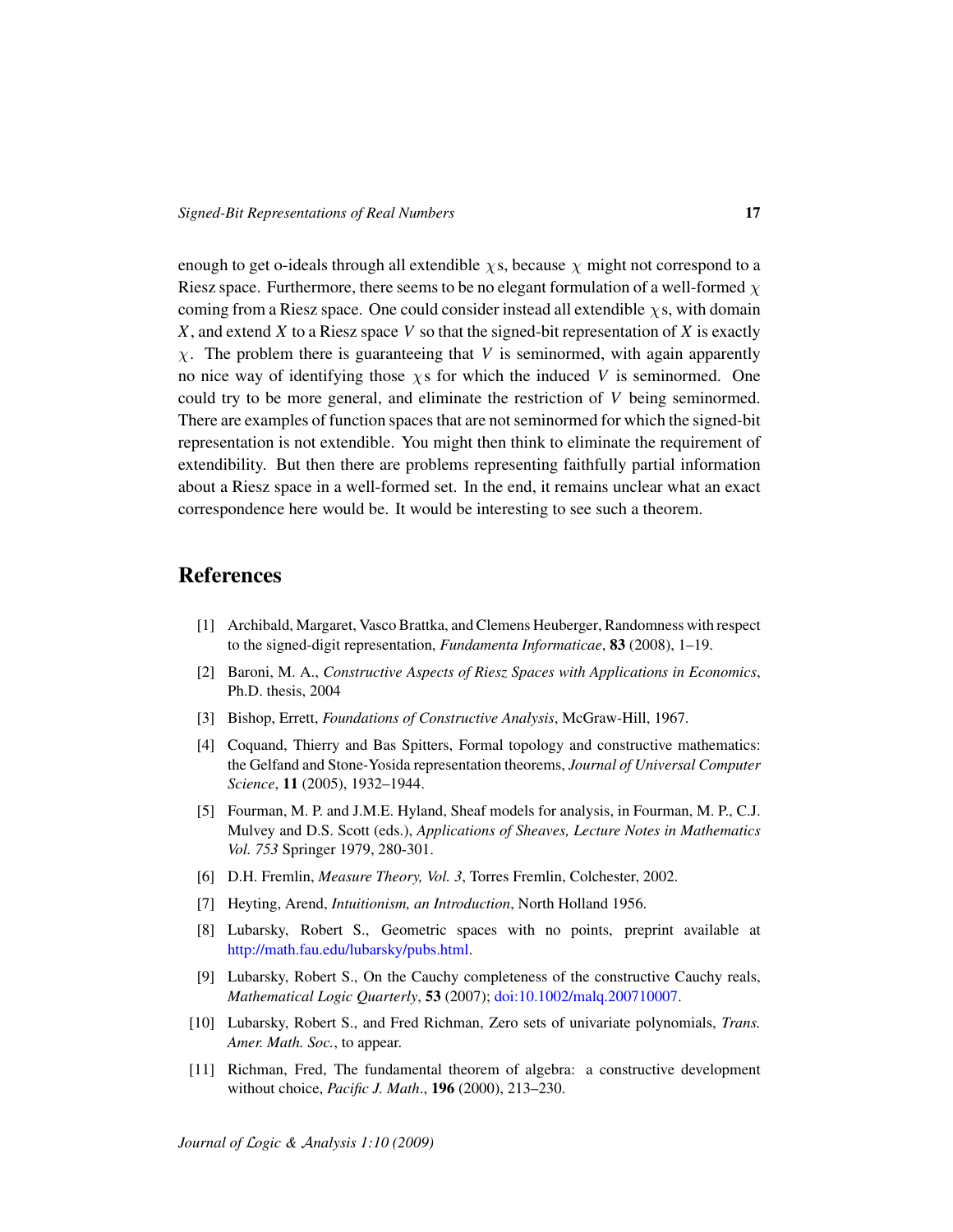enough to get o-ideals through all extendible $\chi$s, because $\chi$ might not correspond to a Riesz space. Furthermore, there seems to be no elegant formulation of a well-formed $\chi$ coming from a Riesz space. One could consider instead all extendible $\chi$s, with domain $X$, and extend $X$ to a Riesz space $V$ so that the signed-bit representation of $X$ is exactly $\chi$. The problem there is guaranteeing that $V$ is seminormed, with again apparently no nice way of identifying those $\chi$s for which the induced $V$ is seminormed. One could try to be more general, and eliminate the restriction of $V$ being seminormed. There are examples of function spaces that are not seminormed for which the signed-bit representation is not extendible. You might then think to eliminate the requirement of extendibility. But then there are problems representing faithfully partial information about a Riesz space in a well-formed set. In the end, it remains unclear what an exact correspondence here would be. It would be interesting to see such a theorem.

## References

[1] Archibald, Margaret, Vasco Brattka, and Clemens Heuberger, Randomness with respect to the signed-digit representation, *Fundamenta Informaticae*, **83** (2008), 1–19.

[2] Baroni, M. A., *Constructive Aspects of Riesz Spaces with Applications in Economics*, Ph.D. thesis, 2004

[3] Bishop, Errett, *Foundations of Constructive Analysis*, McGraw-Hill, 1967.

[4] Coquand, Thierry and Bas Spitters, Formal topology and constructive mathematics: the Gelfand and Stone-Yosida representation theorems, *Journal of Universal Computer Science*, **11** (2005), 1932–1944.

[5] Fourman, M. P. and J.M.E. Hyland, Sheaf models for analysis, in Fourman, M. P., C.J. Mulvey and D.S. Scott (eds.), *Applications of Sheaves, Lecture Notes in Mathematics Vol. 753* Springer 1979, 280-301.

[6] D.H. Fremlin, *Measure Theory, Vol. 3*, Torres Fremlin, Colchester, 2002.

[7] Heyting, Arend, *Intuitionism, an Introduction*, North Holland 1956.

[8] Lubarsky, Robert S., Geometric spaces with no points, preprint available at http://math.fau.edu/lubarsky/pubs.html.

[9] Lubarsky, Robert S., On the Cauchy completeness of the constructive Cauchy reals, *Mathematical Logic Quarterly*, **53** (2007); doi:10.1002/malq.200710007.

[10] Lubarsky, Robert S., and Fred Richman, Zero sets of univariate polynomials, *Trans. Amer. Math. Soc.*, to appear.

[11] Richman, Fred, The fundamental theorem of algebra: a constructive development without choice, *Pacific J. Math.*, **196** (2000), 213–230.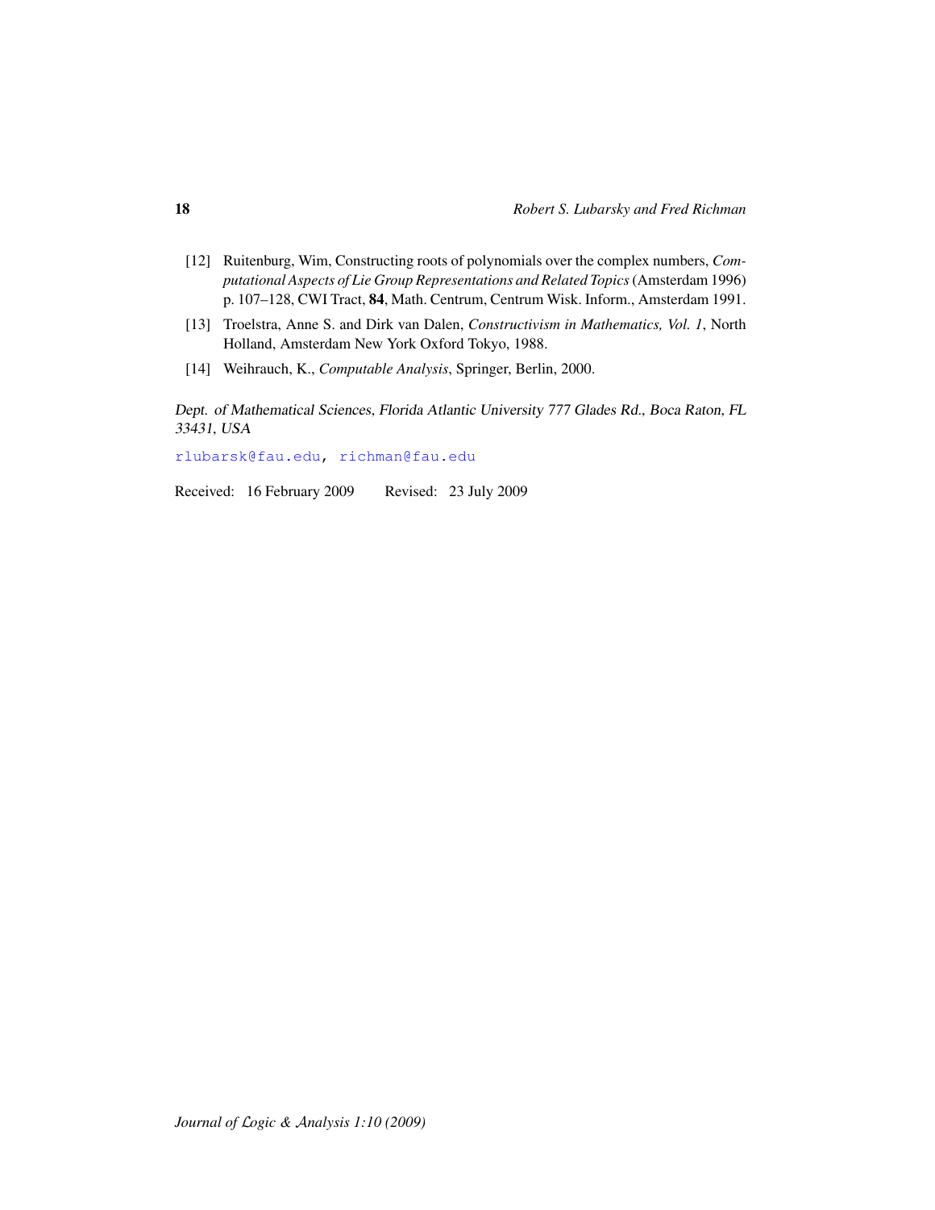[12] Ruitenburg, Wim, Constructing roots of polynomials over the complex numbers, *Computational Aspects of Lie Group Representations and Related Topics* (Amsterdam 1996) p. 107–128, CWI Tract, **84**, Math. Centrum, Centrum Wisk. Inform., Amsterdam 1991.

[13] Troelstra, Anne S. and Dirk van Dalen, *Constructivism in Mathematics, Vol. 1*, North Holland, Amsterdam New York Oxford Tokyo, 1988.

[14] Weihrauch, K., *Computable Analysis*, Springer, Berlin, 2000.

*Dept. of Mathematical Sciences, Florida Atlantic University 777 Glades Rd., Boca Raton, FL 33431, USA*

rlubarsk@fau.edu, richman@fau.edu

Received: 16 February 2009 Revised: 23 July 2009